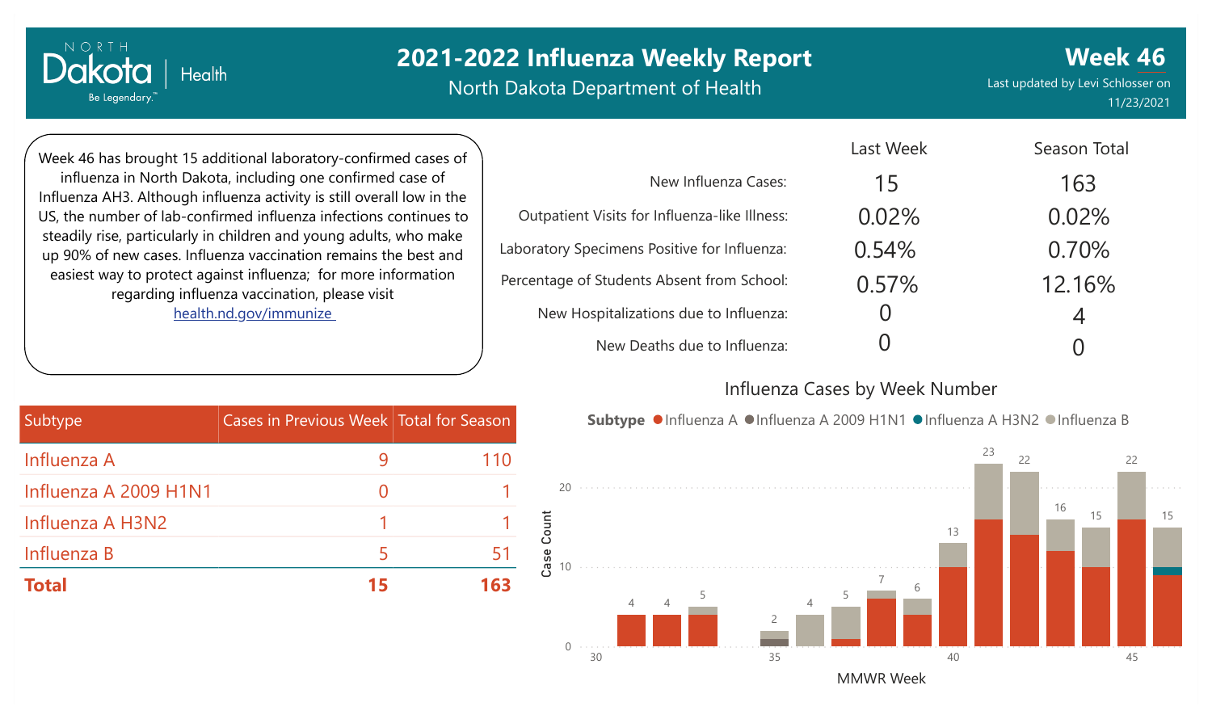# 2021-2022 Influenza Weekly Report

North Dakota Department of Health

North Dakota Health — Be Legendary.

**Week 46**

Last updated by Levi Schlosser on 11/23/2021

Week 46 has brought 15 additional laboratory-confirmed cases of influenza in North Dakota, including one confirmed case of Influenza AH3. Although influenza activity is still overall low in the US, the number of lab-confirmed influenza infections continues to steadily rise, particularly in children and young adults, who make up 90% of new cases. Influenza vaccination remains the best and easiest way to protect against influenza; for more information regarding influenza vaccination, please visit [health.nd.gov/immunize](health.nd.gov/immunize)

| | Last Week | Season Total |
|---|---|---|
| New Influenza Cases: | 15 | 163 |
| Outpatient Visits for Influenza-like Illness: | 0.02% | 0.02% |
| Laboratory Specimens Positive for Influenza: | 0.54% | 0.70% |
| Percentage of Students Absent from School: | 0.57% | 12.16% |
| New Hospitalizations due to Influenza: | 0 | 4 |
| New Deaths due to Influenza: | 0 | 0 |

| Subtype | Cases in Previous Week | Total for Season |
|---|---|---|
| Influenza A | 9 | 110 |
| Influenza A 2009 H1N1 | 0 | 1 |
| Influenza A H3N2 | 1 | 1 |
| Influenza B | 5 | 51 |
| **Total** | **15** | **163** |

## Influenza Cases by Week Number

Subtype: Influenza A, Influenza A 2009 H1N1, Influenza A H3N2, Influenza B

| MMWR Week | 31 | 32 | 33 | 35 | 36 | 37 | 38 | 39 | 40 | 41 | 42 | 43 | 44 | 45 | 46 |
|---|---|---|---|---|---|---|---|---|---|---|---|---|---|---|---|
| Case Count | 4 | 4 | 5 | 2 | 4 | 5 | 7 | 6 | 13 | 23 | 22 | 16 | 15 | 22 | 15 |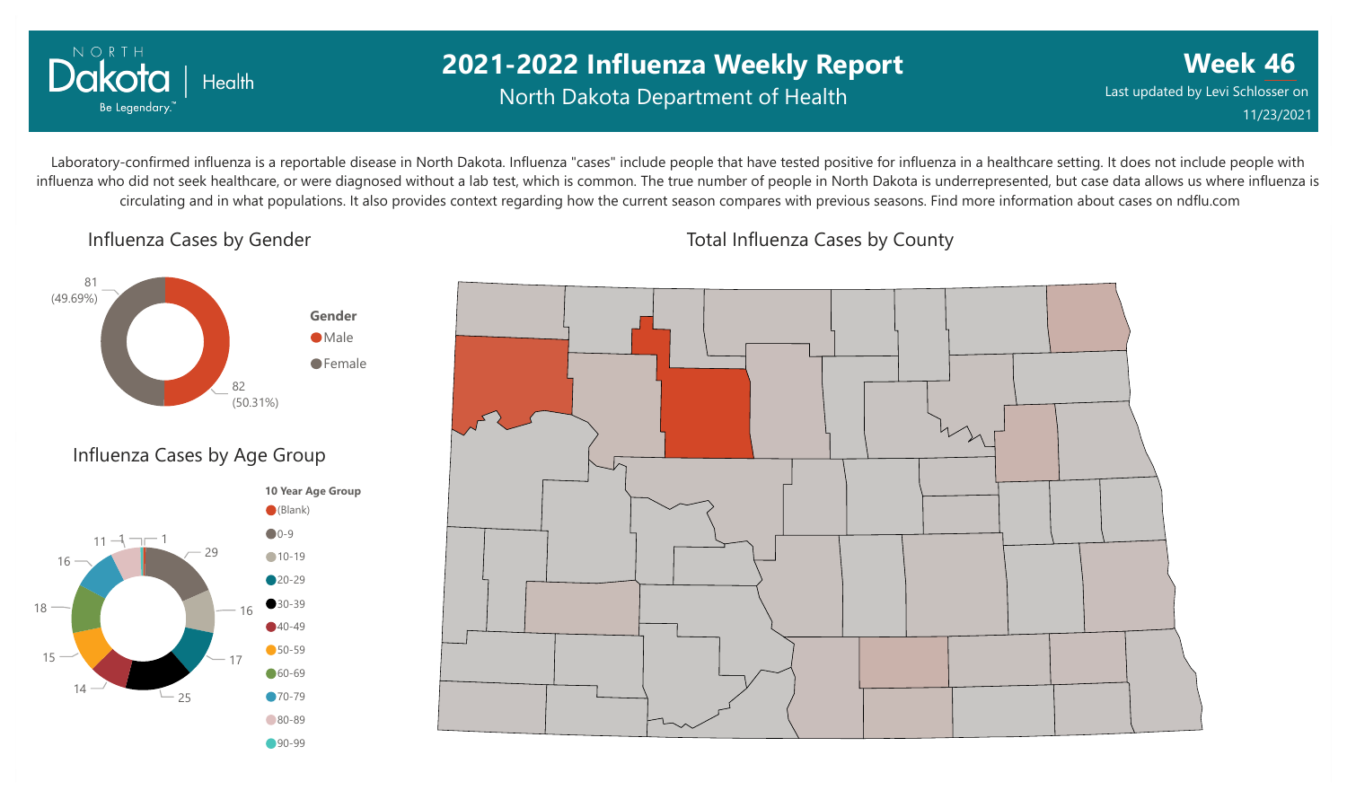# 2021-2022 Influenza Weekly Report

North Dakota Department of Health

**Week 46**

Last updated by Levi Schlosser on 11/23/2021

Laboratory-confirmed influenza is a reportable disease in North Dakota. Influenza "cases" include people that have tested positive for influenza in a healthcare setting. It does not include people with influenza who did not seek healthcare, or were diagnosed without a lab test, which is common. The true number of people in North Dakota is underrepresented, but case data allows us where influenza is circulating and in what populations. It also provides context regarding how the current season compares with previous seasons. Find more information about cases on ndflu.com

## Influenza Cases by Gender

| Gender | Cases |
| --- | --- |
| Male | 82 (50.31%) |
| Female | 81 (49.69%) |

## Influenza Cases by Age Group

| 10 Year Age Group | Cases |
| --- | --- |
| (Blank) | 1 |
| 0-9 | 29 |
| 10-19 | 16 |
| 20-29 | 17 |
| 30-39 | 25 |
| 40-49 | 14 |
| 50-59 | 15 |
| 60-69 | 18 |
| 70-79 | 16 |
| 80-89 | 11 |
| 90-99 | 1 |

## Total Influenza Cases by County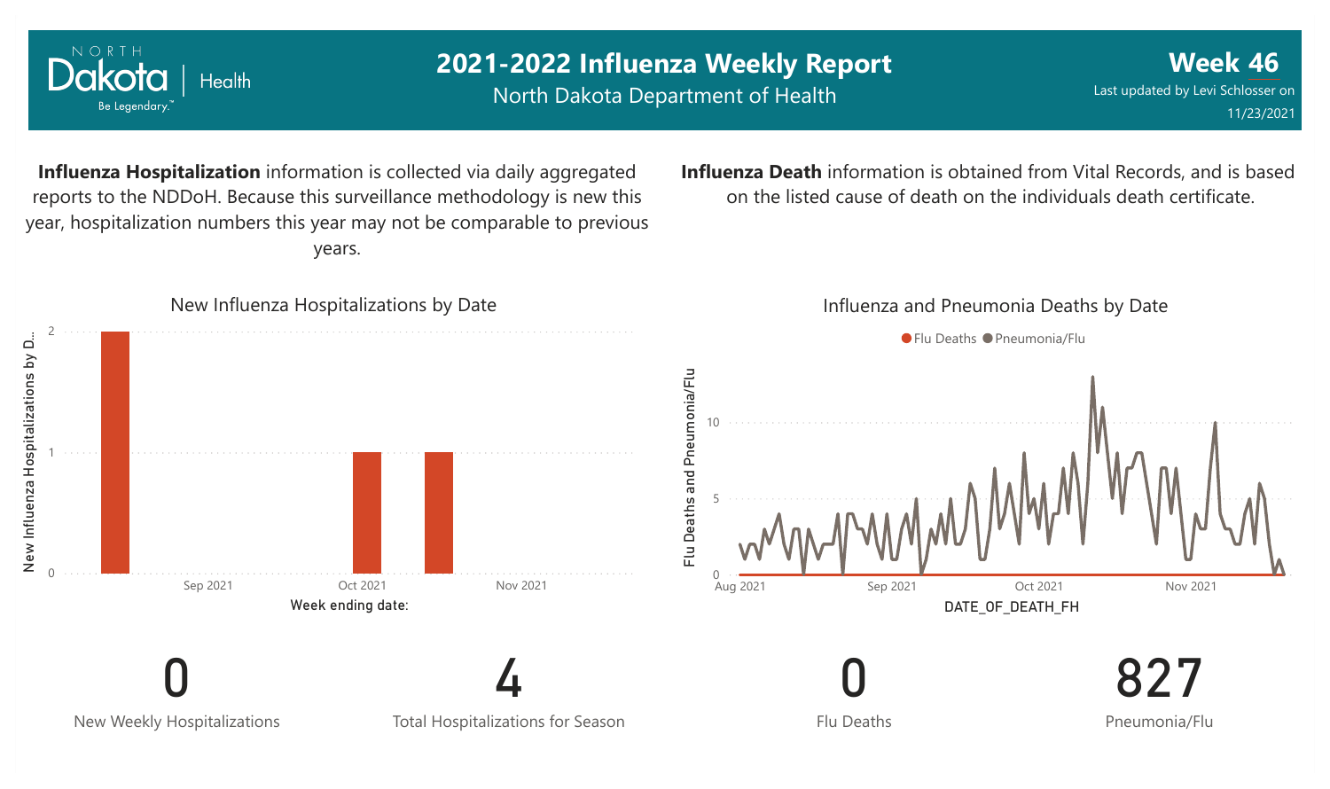# 2021-2022 Influenza Weekly Report

North Dakota Department of Health

**Week 46**

Last updated by Levi Schlosser on 11/23/2021

**Influenza Hospitalization** information is collected via daily aggregated reports to the NDDoH. Because this surveillance methodology is new this year, hospitalization numbers this year may not be comparable to previous years.

**Influenza Death** information is obtained from Vital Records, and is based on the listed cause of death on the individuals death certificate.

New Influenza Hospitalizations by Date

Influenza and Pneumonia Deaths by Date

| 0 | 4 | 0 | 827 |
|---|---|---|---|
| New Weekly Hospitalizations | Total Hospitalizations for Season | Flu Deaths | Pneumonia/Flu |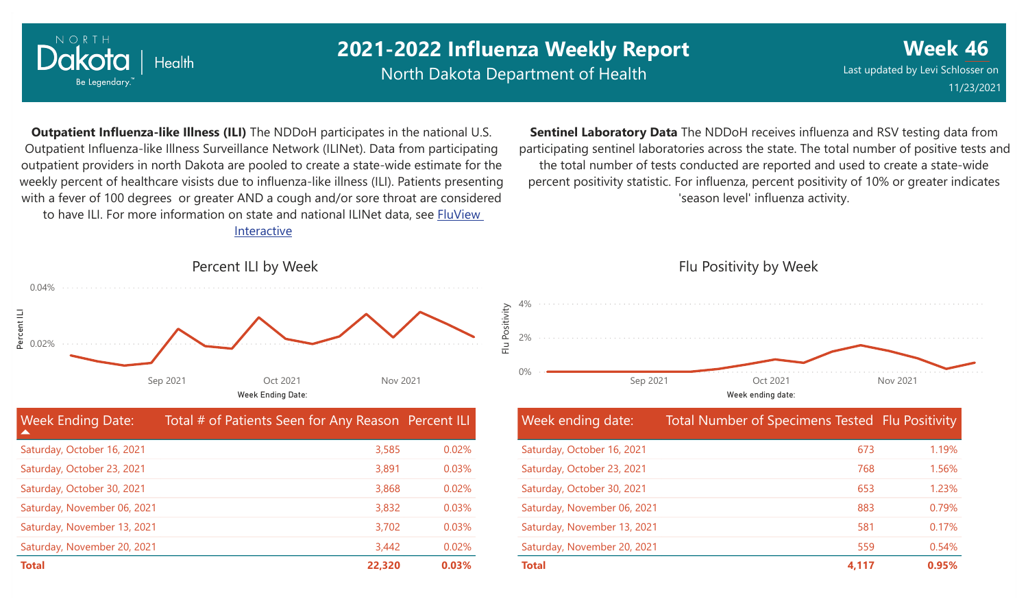# 2021-2022 Influenza Weekly Report

North Dakota Department of Health

**Week 46**

Last updated by Levi Schlosser on 11/23/2021

**Outpatient Influenza-like Illness (ILI)** The NDDoH participates in the national U.S. Outpatient Influenza-like Illness Surveillance Network (ILINet). Data from participating outpatient providers in north Dakota are pooled to create a state-wide estimate for the weekly percent of healthcare visists due to influenza-like illness (ILI). Patients presenting with a fever of 100 degrees or greater AND a cough and/or sore throat are considered to have ILI. For more information on state and national ILINet data, see FluView Interactive

### Percent ILI by Week

| Week Ending Date: | Total # of Patients Seen for Any Reason | Percent ILI |
|---|---|---|
| Saturday, October 16, 2021 | 3,585 | 0.02% |
| Saturday, October 23, 2021 | 3,891 | 0.03% |
| Saturday, October 30, 2021 | 3,868 | 0.02% |
| Saturday, November 06, 2021 | 3,832 | 0.03% |
| Saturday, November 13, 2021 | 3,702 | 0.03% |
| Saturday, November 20, 2021 | 3,442 | 0.02% |
| **Total** | **22,320** | **0.03%** |

**Sentinel Laboratory Data** The NDDoH receives influenza and RSV testing data from participating sentinel laboratories across the state. The total number of positive tests and the total number of tests conducted are reported and used to create a state-wide percent positivity statistic. For influenza, percent positivity of 10% or greater indicates 'season level' influenza activity.

### Flu Positivity by Week

| Week ending date: | Total Number of Specimens Tested | Flu Positivity |
|---|---|---|
| Saturday, October 16, 2021 | 673 | 1.19% |
| Saturday, October 23, 2021 | 768 | 1.56% |
| Saturday, October 30, 2021 | 653 | 1.23% |
| Saturday, November 06, 2021 | 883 | 0.79% |
| Saturday, November 13, 2021 | 581 | 0.17% |
| Saturday, November 20, 2021 | 559 | 0.54% |
| **Total** | **4,117** | **0.95%** |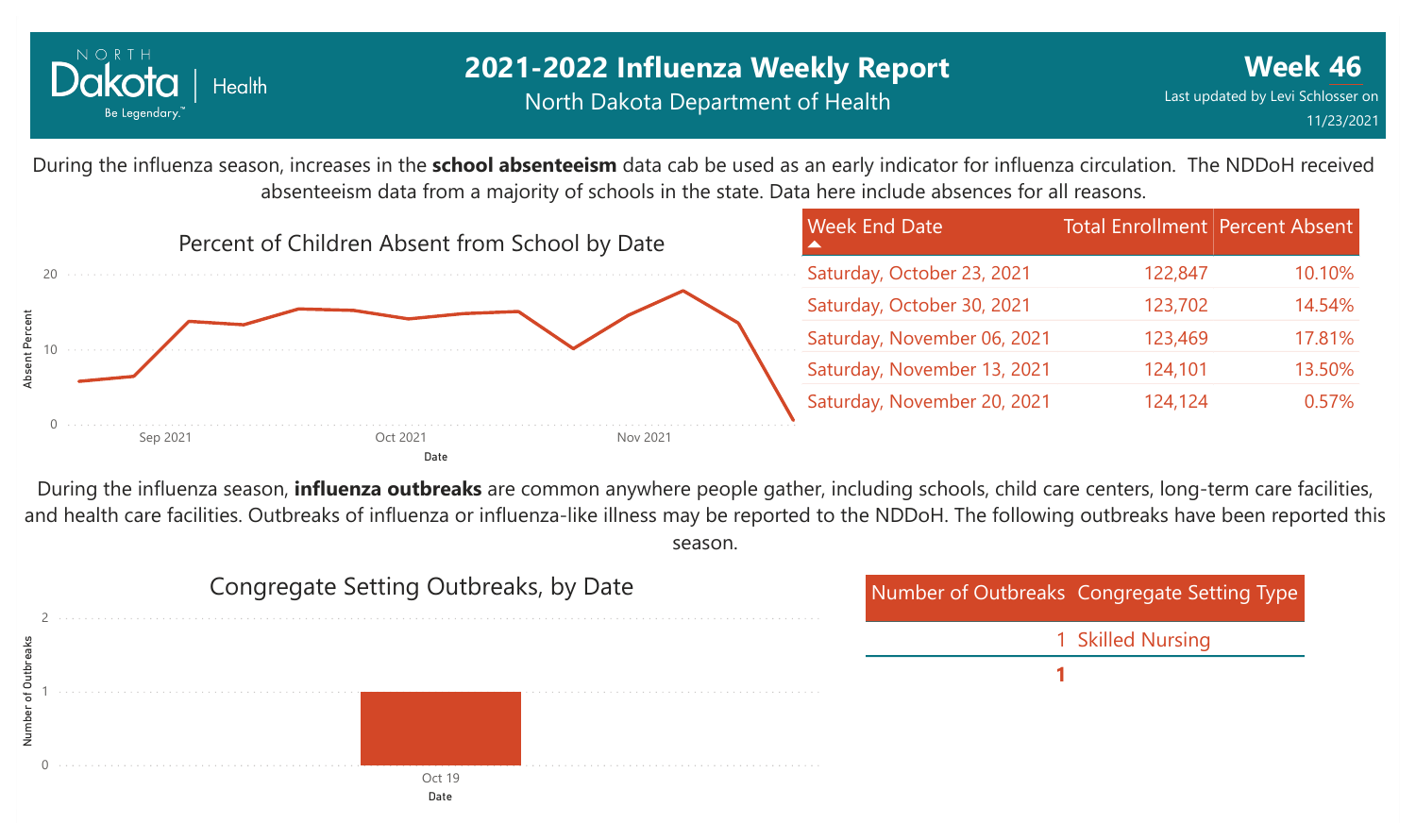# 2021-2022 Influenza Weekly Report

North Dakota Department of Health

**Week 46**

Last updated by Levi Schlosser on 11/23/2021

During the influenza season, increases in the **school absenteeism** data cab be used as an early indicator for influenza circulation. The NDDoH received absenteeism data from a majority of schools in the state. Data here include absences for all reasons.

## Percent of Children Absent from School by Date

| Week End Date | Total Enrollment | Percent Absent |
|---|---|---|
| Saturday, October 23, 2021 | 122,847 | 10.10% |
| Saturday, October 30, 2021 | 123,702 | 14.54% |
| Saturday, November 06, 2021 | 123,469 | 17.81% |
| Saturday, November 13, 2021 | 124,101 | 13.50% |
| Saturday, November 20, 2021 | 124,124 | 0.57% |

During the influenza season, **influenza outbreaks** are common anywhere people gather, including schools, child care centers, long-term care facilities, and health care facilities. Outbreaks of influenza or influenza-like illness may be reported to the NDDoH. The following outbreaks have been reported this season.

## Congregate Setting Outbreaks, by Date

| Number of Outbreaks | Congregate Setting Type |
|---|---|
| 1 | Skilled Nursing |
| **1** | |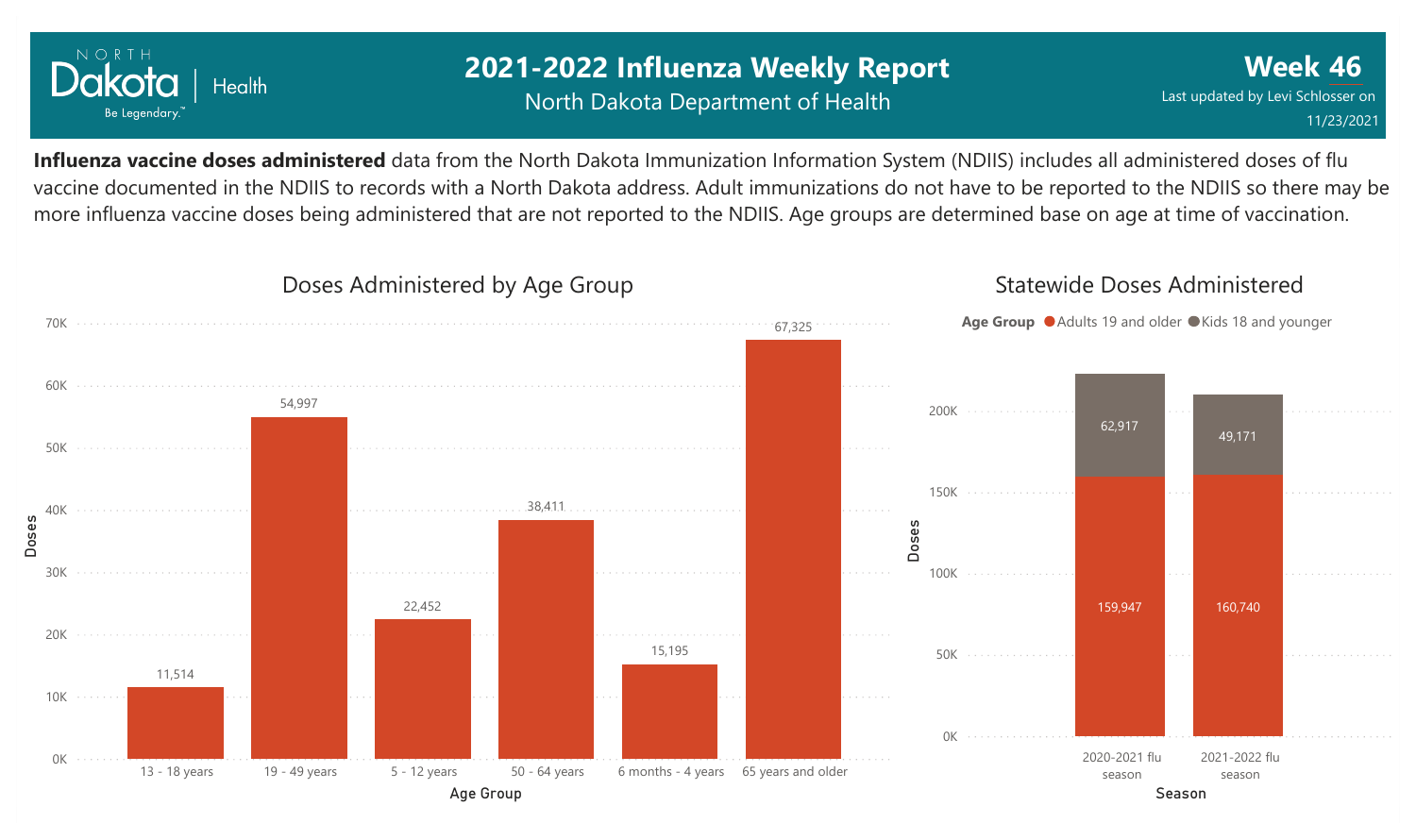# 2021-2022 Influenza Weekly Report

North Dakota Department of Health

**Week 46**

Last updated by Levi Schlosser on 11/23/2021

**Influenza vaccine doses administered** data from the North Dakota Immunization Information System (NDIIS) includes all administered doses of flu vaccine documented in the NDIIS to records with a North Dakota address. Adult immunizations do not have to be reported to the NDIIS so there may be more influenza vaccine doses being administered that are not reported to the NDIIS. Age groups are determined base on age at time of vaccination.

## Doses Administered by Age Group

| Age Group | Doses |
| --- | --- |
| 13 - 18 years | 11,514 |
| 19 - 49 years | 54,997 |
| 5 - 12 years | 22,452 |
| 50 - 64 years | 38,411 |
| 6 months - 4 years | 15,195 |
| 65 years and older | 67,325 |

## Statewide Doses Administered

| Season | Adults 19 and older | Kids 18 and younger |
| --- | --- | --- |
| 2020-2021 flu season | 159,947 | 62,917 |
| 2021-2022 flu season | 160,740 | 49,171 |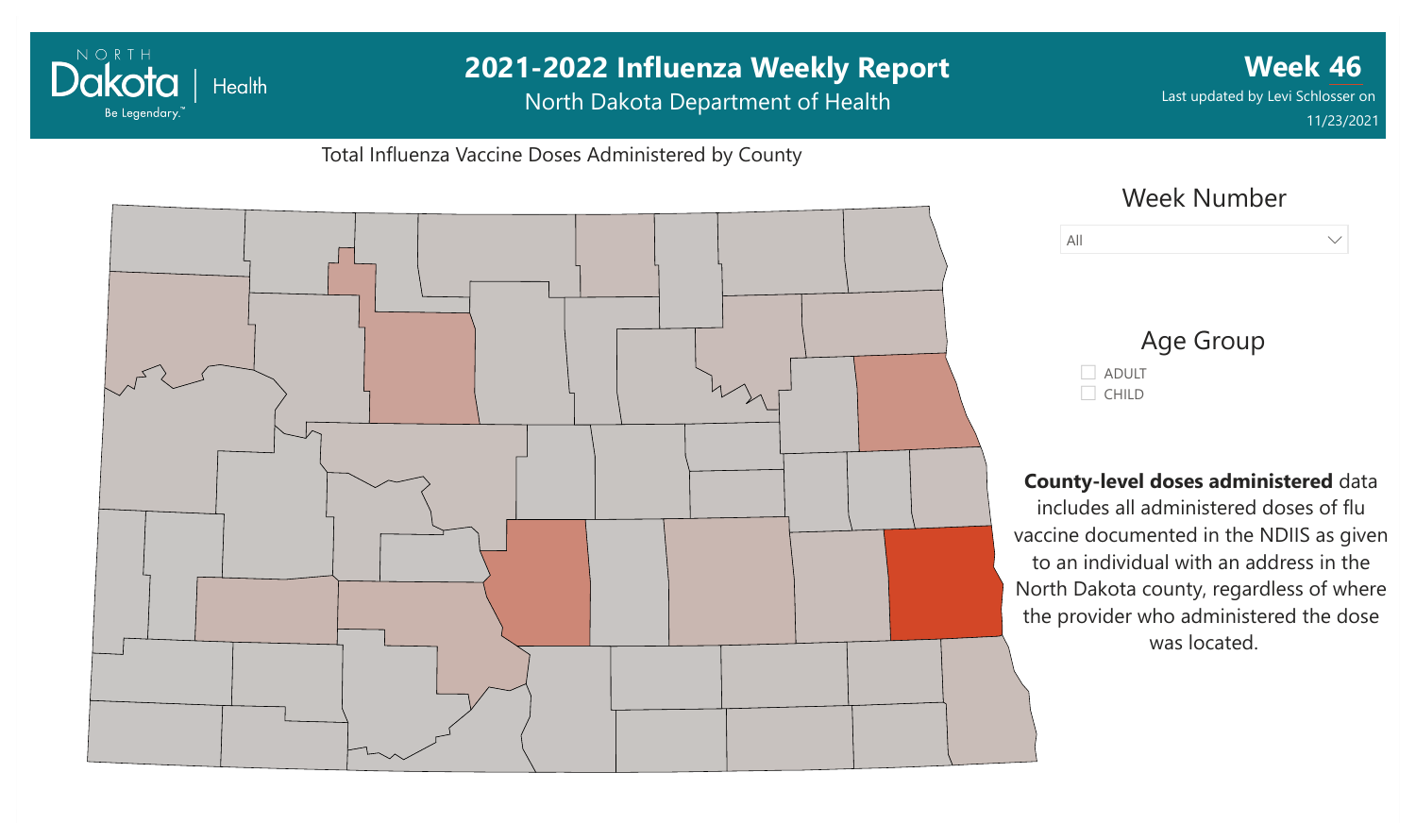# 2021-2022 Influenza Weekly Report

North Dakota Department of Health

**Week 46**

Last updated by Levi Schlosser on 11/23/2021

Total Influenza Vaccine Doses Administered by County

Week Number

All

Age Group

- ADULT
- CHILD

**County-level doses administered** data includes all administered doses of flu vaccine documented in the NDIIS as given to an individual with an address in the North Dakota county, regardless of where the provider who administered the dose was located.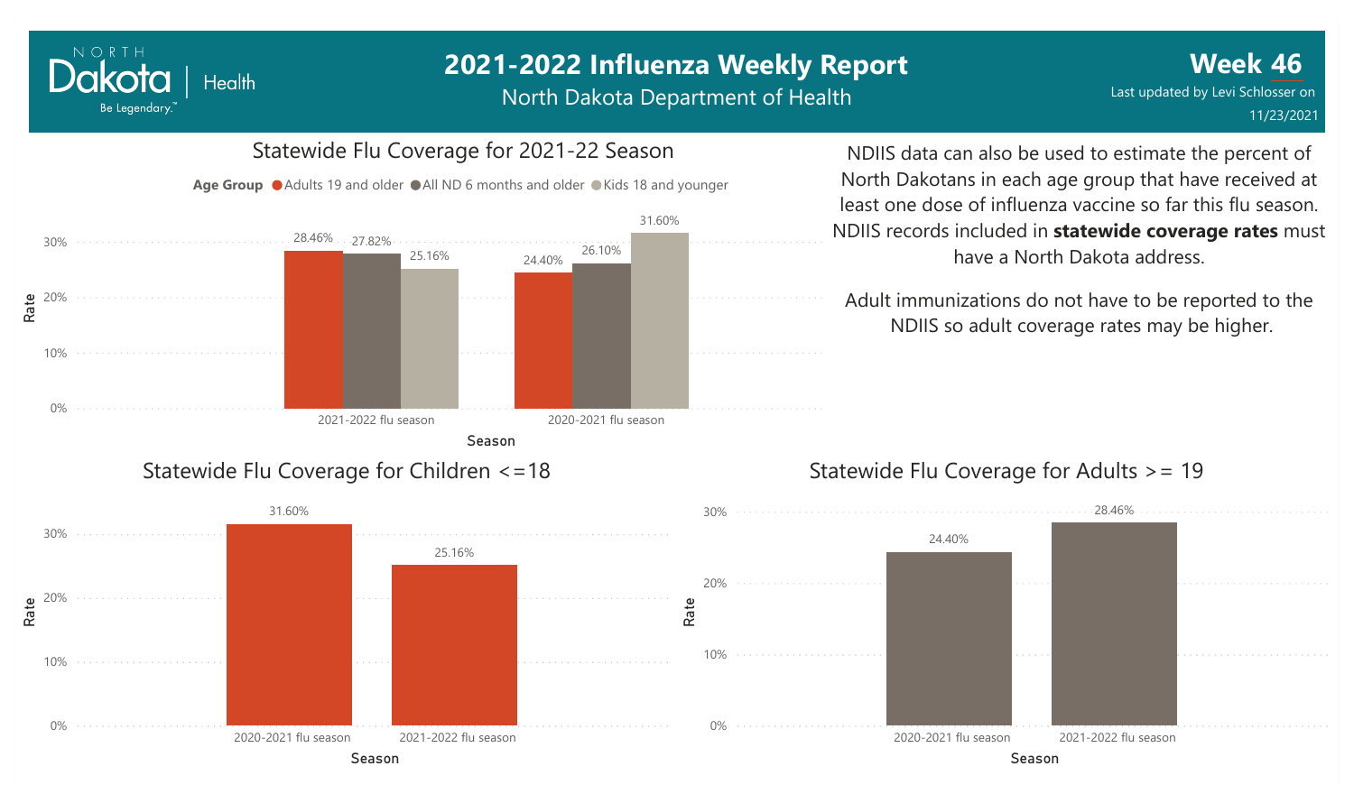# 2021-2022 Influenza Weekly Report

North Dakota Department of Health

**Week 46**

Last updated by Levi Schlosser on 11/23/2021

## Statewide Flu Coverage for 2021-22 Season

Age Group: Adults 19 and older, All ND 6 months and older, Kids 18 and younger

| Season | Adults 19 and older | All ND 6 months and older | Kids 18 and younger |
|---|---|---|---|
| 2021-2022 flu season | 28.46% | 27.82% | 25.16% |
| 2020-2021 flu season | 24.40% | 26.10% | 31.60% |

NDIIS data can also be used to estimate the percent of North Dakotans in each age group that have received at least one dose of influenza vaccine so far this flu season. NDIIS records included in **statewide coverage rates** must have a North Dakota address.

Adult immunizations do not have to be reported to the NDIIS so adult coverage rates may be higher.

## Statewide Flu Coverage for Children <=18

| Season | Rate |
|---|---|
| 2020-2021 flu season | 31.60% |
| 2021-2022 flu season | 25.16% |

## Statewide Flu Coverage for Adults >= 19

| Season | Rate |
|---|---|
| 2020-2021 flu season | 24.40% |
| 2021-2022 flu season | 28.46% |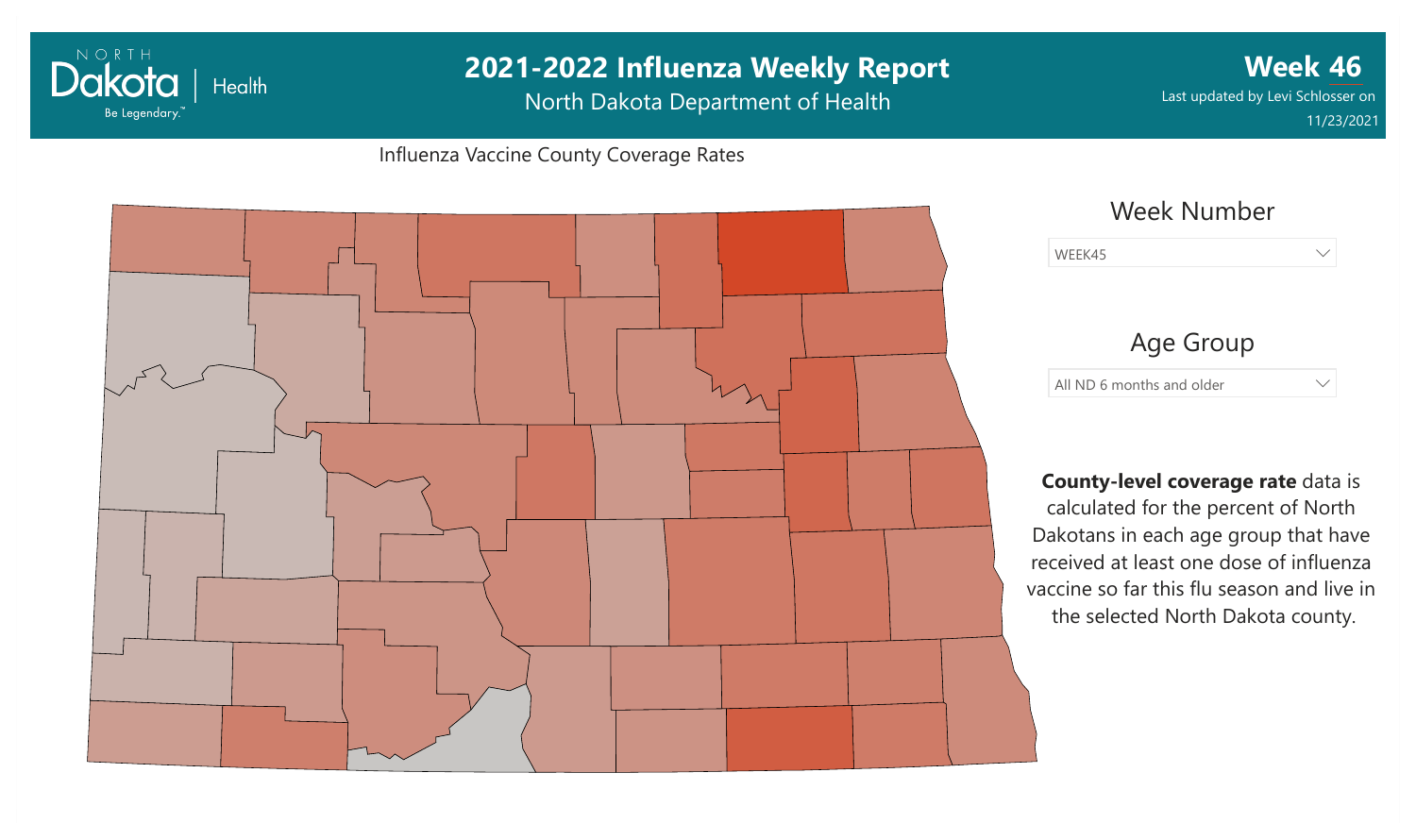NORTH Dakota | Health

Be Legendary.

# 2021-2022 Influenza Weekly Report

North Dakota Department of Health

**Week 46**

Last updated by Levi Schlosser on 11/23/2021

Influenza Vaccine County Coverage Rates

Week Number

WEEK45

Age Group

All ND 6 months and older

**County-level coverage rate** data is calculated for the percent of North Dakotans in each age group that have received at least one dose of influenza vaccine so far this flu season and live in the selected North Dakota county.